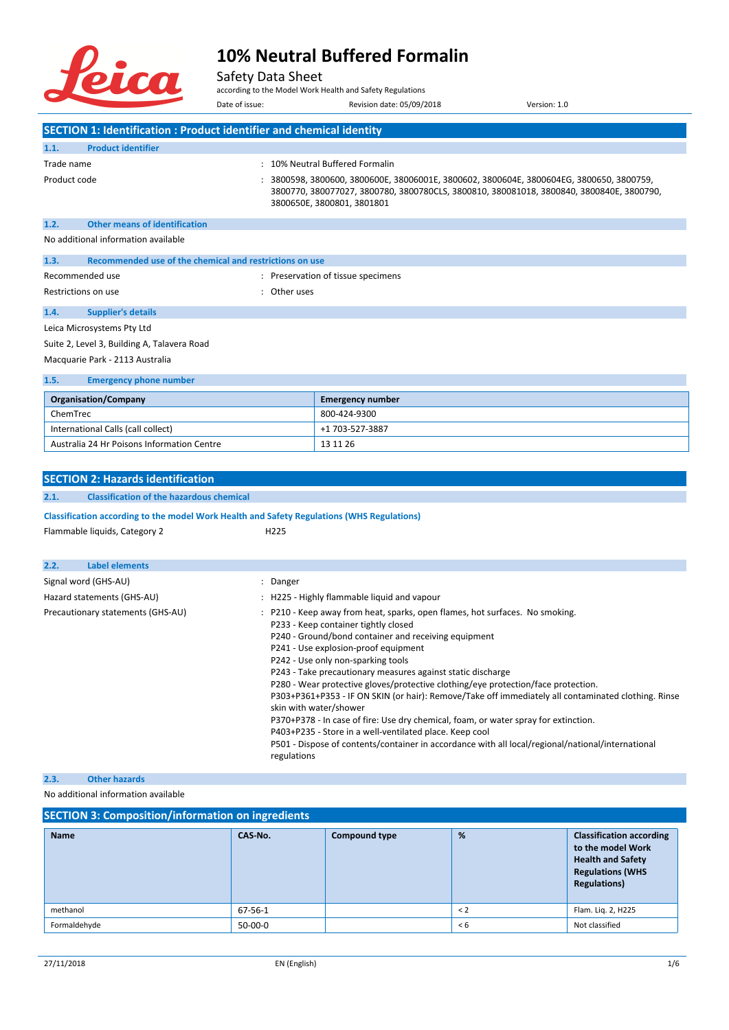# 10% Neutral Buffered Formalin

Safety Data Sheet

according to the Model Work Health and Safety Regulations

Date of issue: Revision date: 05/09/2018 Version: 1.0

## SECTION 1: Identification : Product identifier and chemical identity

### 1.1. Product identifier

Trade name : 10% Neutral Buffered Formalin

Product code : 3800598, 3800600, 3800600E, 38006001E, 3800602, 3800604E, 3800604EG, 3800650, 3800759, 3800770, 380077027, 3800780, 3800780CLS, 3800810, 380081018, 3800840, 3800840E, 3800790, 3800650E, 3800801, 3801801

### 1.2. Other means of identification

No additional information available

### 1.3. Recommended use of the chemical and restrictions on use

Recommended use : Preservation of tissue specimens

Restrictions on use : Other uses

### 1.4. Supplier's details

Leica Microsystems Pty Ltd

Suite 2, Level 3, Building A, Talavera Road

Macquarie Park - 2113 Australia

### 1.5. Emergency phone number

| Organisation/Company | Emergency number |
|---|---|
| ChemTrec | 800-424-9300 |
| International Calls (call collect) | +1 703-527-3887 |
| Australia 24 Hr Poisons Information Centre | 13 11 26 |

## SECTION 2: Hazards identification

### 2.1. Classification of the hazardous chemical

**Classification according to the model Work Health and Safety Regulations (WHS Regulations)**

Flammable liquids, Category 2 H225

### 2.2. Label elements

Signal word (GHS-AU) : Danger

Hazard statements (GHS-AU) : H225 - Highly flammable liquid and vapour

Precautionary statements (GHS-AU) :
- P210 - Keep away from heat, sparks, open flames, hot surfaces. No smoking.
- P233 - Keep container tightly closed
- P240 - Ground/bond container and receiving equipment
- P241 - Use explosion-proof equipment
- P242 - Use only non-sparking tools
- P243 - Take precautionary measures against static discharge
- P280 - Wear protective gloves/protective clothing/eye protection/face protection.
- P303+P361+P353 - IF ON SKIN (or hair): Remove/Take off immediately all contaminated clothing. Rinse skin with water/shower
- P370+P378 - In case of fire: Use dry chemical, foam, or water spray for extinction.
- P403+P235 - Store in a well-ventilated place. Keep cool
- P501 - Dispose of contents/container in accordance with all local/regional/national/international regulations

### 2.3. Other hazards

No additional information available

## SECTION 3: Composition/information on ingredients

| Name | CAS-No. | Compound type | % | Classification according to the model Work Health and Safety Regulations (WHS Regulations) |
|---|---|---|---|---|
| methanol | 67-56-1 | | < 2 | Flam. Liq. 2, H225 |
| Formaldehyde | 50-00-0 | | < 6 | Not classified |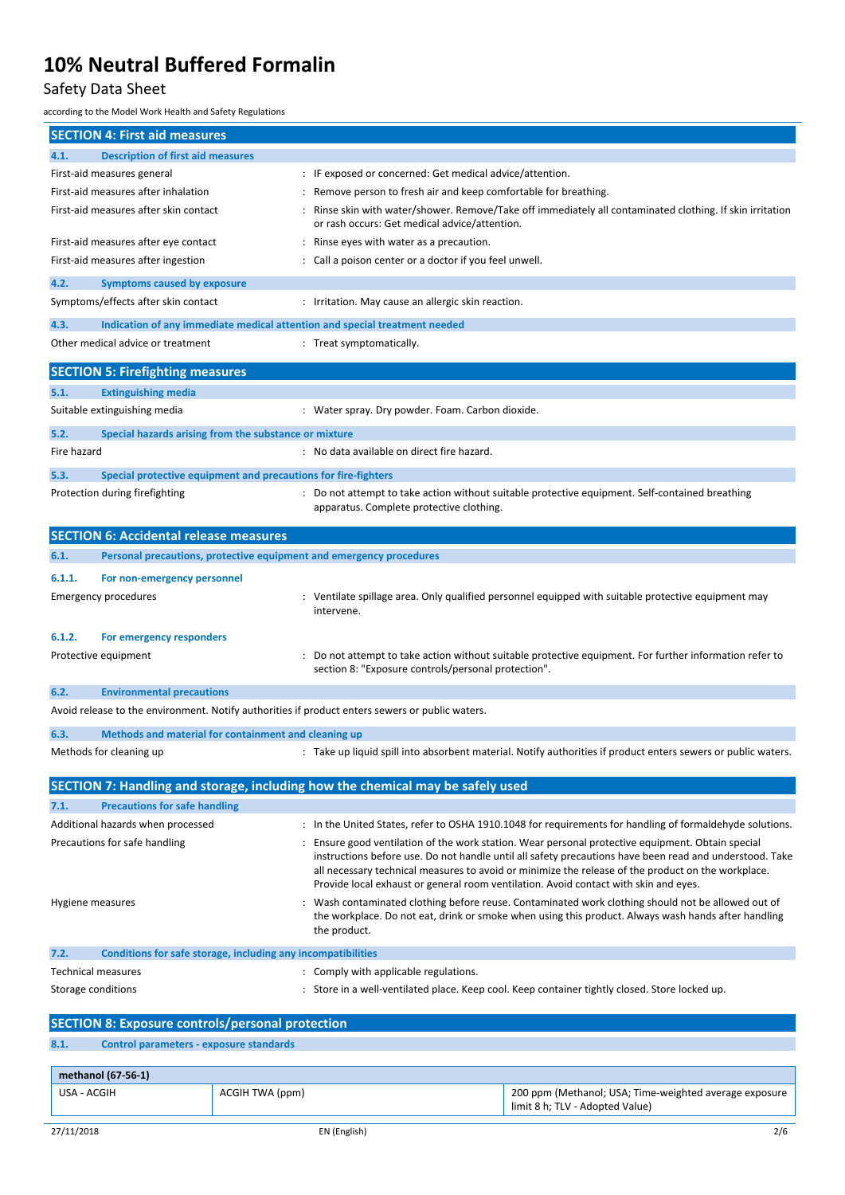## SECTION 4: First aid measures

### 4.1. Description of first aid measures

| | |
|---|---|
| First-aid measures general | : IF exposed or concerned: Get medical advice/attention. |
| First-aid measures after inhalation | : Remove person to fresh air and keep comfortable for breathing. |
| First-aid measures after skin contact | : Rinse skin with water/shower. Remove/Take off immediately all contaminated clothing. If skin irritation or rash occurs: Get medical advice/attention. |
| First-aid measures after eye contact | : Rinse eyes with water as a precaution. |
| First-aid measures after ingestion | : Call a poison center or a doctor if you feel unwell. |

### 4.2. Symptoms caused by exposure

| | |
|---|---|
| Symptoms/effects after skin contact | : Irritation. May cause an allergic skin reaction. |

### 4.3. Indication of any immediate medical attention and special treatment needed

| | |
|---|---|
| Other medical advice or treatment | : Treat symptomatically. |

## SECTION 5: Firefighting measures

### 5.1. Extinguishing media

| | |
|---|---|
| Suitable extinguishing media | : Water spray. Dry powder. Foam. Carbon dioxide. |

### 5.2. Special hazards arising from the substance or mixture

| | |
|---|---|
| Fire hazard | : No data available on direct fire hazard. |

### 5.3. Special protective equipment and precautions for fire-fighters

| | |
|---|---|
| Protection during firefighting | : Do not attempt to take action without suitable protective equipment. Self-contained breathing apparatus. Complete protective clothing. |

## SECTION 6: Accidental release measures

### 6.1. Personal precautions, protective equipment and emergency procedures

#### 6.1.1. For non-emergency personnel

| | |
|---|---|
| Emergency procedures | : Ventilate spillage area. Only qualified personnel equipped with suitable protective equipment may intervene. |

#### 6.1.2. For emergency responders

| | |
|---|---|
| Protective equipment | : Do not attempt to take action without suitable protective equipment. For further information refer to section 8: "Exposure controls/personal protection". |

### 6.2. Environmental precautions

Avoid release to the environment. Notify authorities if product enters sewers or public waters.

### 6.3. Methods and material for containment and cleaning up

| | |
|---|---|
| Methods for cleaning up | : Take up liquid spill into absorbent material. Notify authorities if product enters sewers or public waters. |

## SECTION 7: Handling and storage, including how the chemical may be safely used

### 7.1. Precautions for safe handling

| | |
|---|---|
| Additional hazards when processed | : In the United States, refer to OSHA 1910.1048 for requirements for handling of formaldehyde solutions. |
| Precautions for safe handling | : Ensure good ventilation of the work station. Wear personal protective equipment. Obtain special instructions before use. Do not handle until all safety precautions have been read and understood. Take all necessary technical measures to avoid or minimize the release of the product on the workplace. Provide local exhaust or general room ventilation. Avoid contact with skin and eyes. |
| Hygiene measures | : Wash contaminated clothing before reuse. Contaminated work clothing should not be allowed out of the workplace. Do not eat, drink or smoke when using this product. Always wash hands after handling the product. |

### 7.2. Conditions for safe storage, including any incompatibilities

| | |
|---|---|
| Technical measures | : Comply with applicable regulations. |
| Storage conditions | : Store in a well-ventilated place. Keep cool. Keep container tightly closed. Store locked up. |

## SECTION 8: Exposure controls/personal protection

### 8.1. Control parameters - exposure standards

| methanol (67-56-1) | | |
|---|---|---|
| USA - ACGIH | ACGIH TWA (ppm) | 200 ppm (Methanol; USA; Time-weighted average exposure limit 8 h; TLV - Adopted Value) |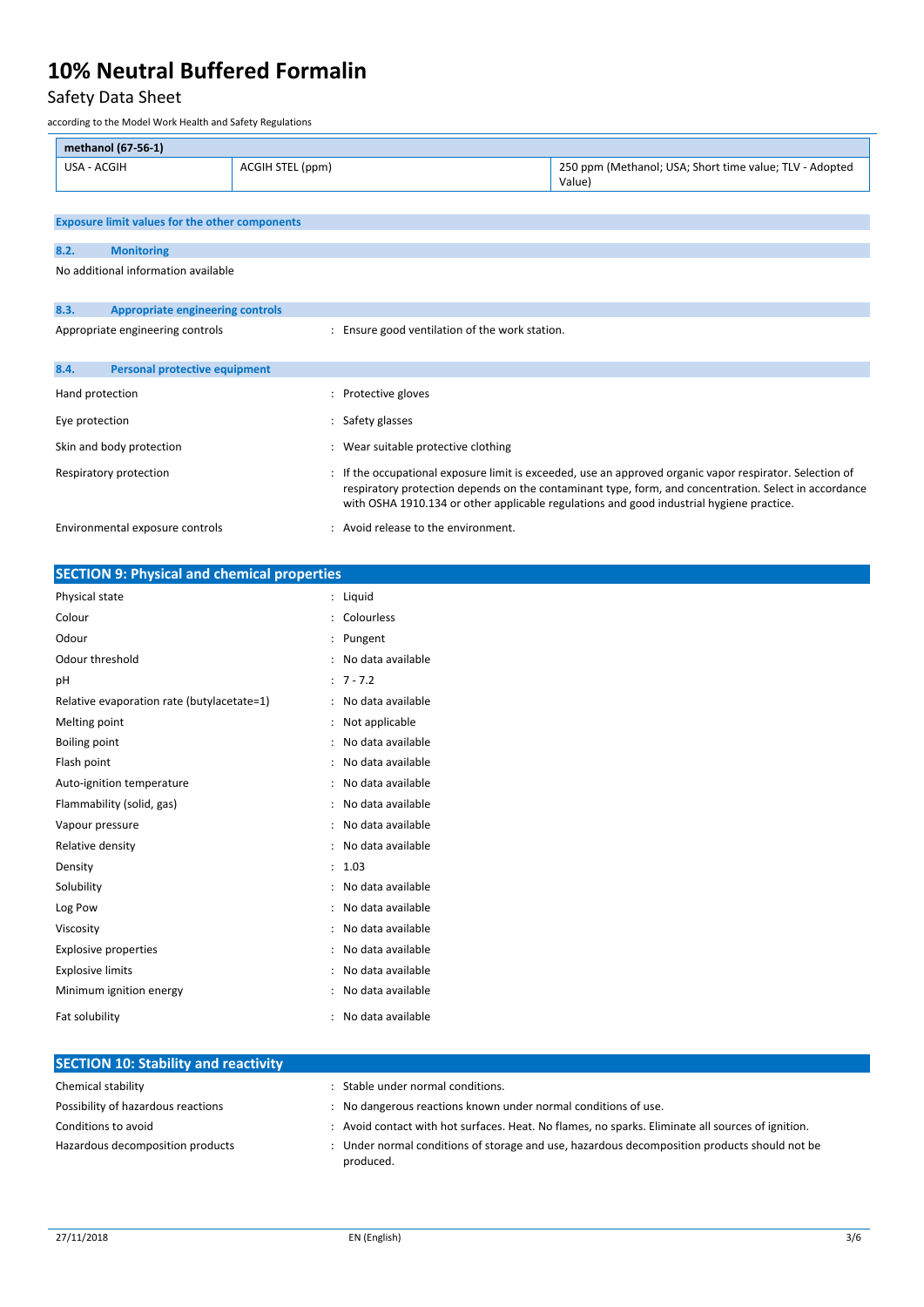| methanol (67-56-1) | | |
|---|---|---|
| USA - ACGIH | ACGIH STEL (ppm) | 250 ppm (Methanol; USA; Short time value; TLV - Adopted Value) |

**Exposure limit values for the other components**

### 8.2. Monitoring

No additional information available

### 8.3. Appropriate engineering controls

Appropriate engineering controls : Ensure good ventilation of the work station.

### 8.4. Personal protective equipment

Hand protection : Protective gloves

Eye protection : Safety glasses

Skin and body protection : Wear suitable protective clothing

Respiratory protection : If the occupational exposure limit is exceeded, use an approved organic vapor respirator. Selection of respiratory protection depends on the contaminant type, form, and concentration. Select in accordance with OSHA 1910.134 or other applicable regulations and good industrial hygiene practice.

Environmental exposure controls : Avoid release to the environment.

## SECTION 9: Physical and chemical properties

Physical state : Liquid

Colour : Colourless

Odour : Pungent

Odour threshold : No data available

pH : 7 - 7.2

Relative evaporation rate (butylacetate=1) : No data available

Melting point : Not applicable

Boiling point : No data available

Flash point : No data available

Auto-ignition temperature : No data available

Flammability (solid, gas) : No data available

Vapour pressure : No data available

Relative density : No data available

Density : 1.03

Solubility : No data available

Log Pow : No data available

Viscosity : No data available

Explosive properties : No data available

Explosive limits : No data available

Minimum ignition energy : No data available

Fat solubility : No data available

## SECTION 10: Stability and reactivity

Chemical stability : Stable under normal conditions.

Possibility of hazardous reactions : No dangerous reactions known under normal conditions of use.

Conditions to avoid : Avoid contact with hot surfaces. Heat. No flames, no sparks. Eliminate all sources of ignition.

Hazardous decomposition products : Under normal conditions of storage and use, hazardous decomposition products should not be produced.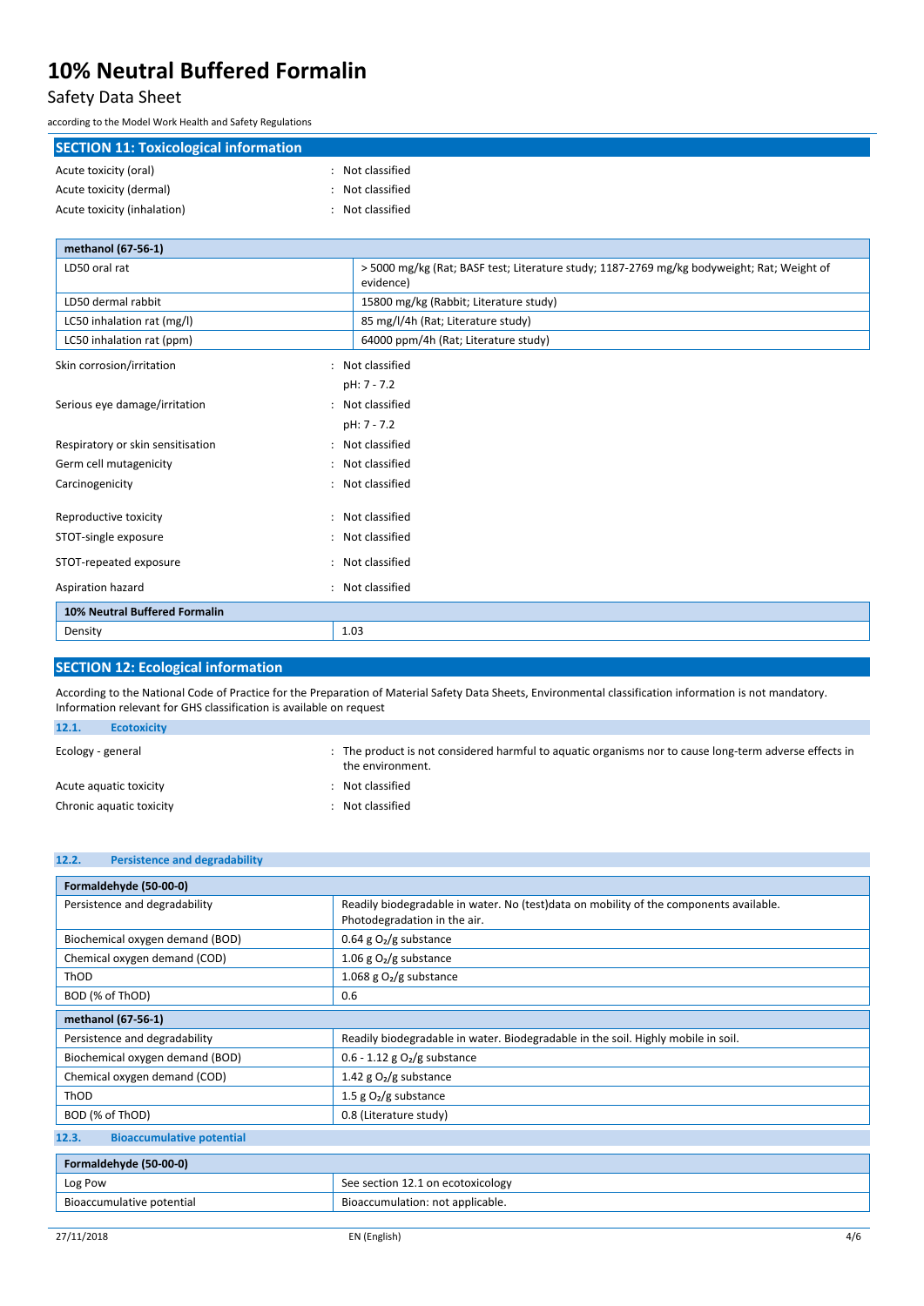## SECTION 11: Toxicological information

Acute toxicity (oral) : Not classified

Acute toxicity (dermal) : Not classified

Acute toxicity (inhalation) : Not classified

| methanol (67-56-1) | |
|---|---|
| LD50 oral rat | > 5000 mg/kg (Rat; BASF test; Literature study; 1187-2769 mg/kg bodyweight; Rat; Weight of evidence) |
| LD50 dermal rabbit | 15800 mg/kg (Rabbit; Literature study) |
| LC50 inhalation rat (mg/l) | 85 mg/l/4h (Rat; Literature study) |
| LC50 inhalation rat (ppm) | 64000 ppm/4h (Rat; Literature study) |

Skin corrosion/irritation : Not classified

pH: 7 - 7.2

Serious eye damage/irritation : Not classified

pH: 7 - 7.2

Respiratory or skin sensitisation : Not classified

Germ cell mutagenicity : Not classified

Carcinogenicity : Not classified

Reproductive toxicity : Not classified

STOT-single exposure : Not classified

STOT-repeated exposure : Not classified

Aspiration hazard : Not classified

| 10% Neutral Buffered Formalin | |
|---|---|
| Density | 1.03 |

## SECTION 12: Ecological information

According to the National Code of Practice for the Preparation of Material Safety Data Sheets, Environmental classification information is not mandatory. Information relevant for GHS classification is available on request

### 12.1. Ecotoxicity

Ecology - general : The product is not considered harmful to aquatic organisms nor to cause long-term adverse effects in the environment.

Acute aquatic toxicity : Not classified

Chronic aquatic toxicity : Not classified

### 12.2. Persistence and degradability

| Formaldehyde (50-00-0) | |
|---|---|
| Persistence and degradability | Readily biodegradable in water. No (test)data on mobility of the components available. Photodegradation in the air. |
| Biochemical oxygen demand (BOD) | 0.64 g $O_2$/g substance |
| Chemical oxygen demand (COD) | 1.06 g $O_2$/g substance |
| ThOD | 1.068 g $O_2$/g substance |
| BOD (% of ThOD) | 0.6 |

| methanol (67-56-1) | |
|---|---|
| Persistence and degradability | Readily biodegradable in water. Biodegradable in the soil. Highly mobile in soil. |
| Biochemical oxygen demand (BOD) | 0.6 - 1.12 g $O_2$/g substance |
| Chemical oxygen demand (COD) | 1.42 g $O_2$/g substance |
| ThOD | 1.5 g $O_2$/g substance |
| BOD (% of ThOD) | 0.8 (Literature study) |

### 12.3. Bioaccumulative potential

| Formaldehyde (50-00-0) | |
|---|---|
| Log Pow | See section 12.1 on ecotoxicology |
| Bioaccumulative potential | Bioaccumulation: not applicable. |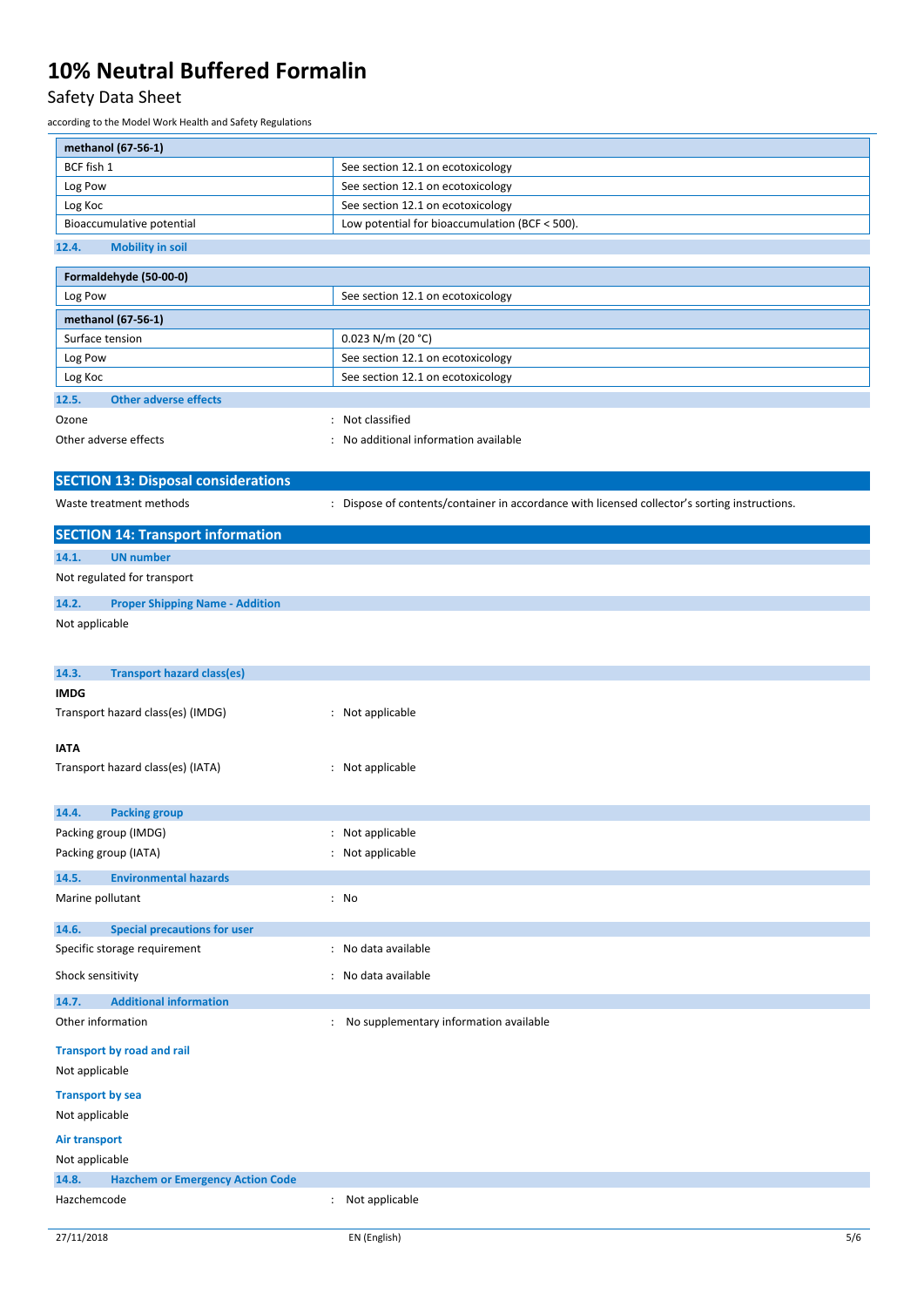| methanol (67-56-1) | |
|---|---|
| BCF fish 1 | See section 12.1 on ecotoxicology |
| Log Pow | See section 12.1 on ecotoxicology |
| Log Koc | See section 12.1 on ecotoxicology |
| Bioaccumulative potential | Low potential for bioaccumulation (BCF < 500). |

### 12.4. Mobility in soil

| Formaldehyde (50-00-0) | |
|---|---|
| Log Pow | See section 12.1 on ecotoxicology |
| **methanol (67-56-1)** | |
| Surface tension | 0.023 N/m (20 °C) |
| Log Pow | See section 12.1 on ecotoxicology |
| Log Koc | See section 12.1 on ecotoxicology |

### 12.5. Other adverse effects

Ozone : Not classified

Other adverse effects : No additional information available

## SECTION 13: Disposal considerations

Waste treatment methods : Dispose of contents/container in accordance with licensed collector's sorting instructions.

## SECTION 14: Transport information

### 14.1. UN number

Not regulated for transport

### 14.2. Proper Shipping Name - Addition

Not applicable

### 14.3. Transport hazard class(es)

**IMDG**

Transport hazard class(es) (IMDG) : Not applicable

**IATA**

Transport hazard class(es) (IATA) : Not applicable

### 14.4. Packing group

Packing group (IMDG) : Not applicable

Packing group (IATA) : Not applicable

### 14.5. Environmental hazards

Marine pollutant : No

### 14.6. Special precautions for user

Specific storage requirement : No data available

Shock sensitivity : No data available

### 14.7. Additional information

Other information : No supplementary information available

**Transport by road and rail**

Not applicable

**Transport by sea**

Not applicable

**Air transport**

Not applicable

### 14.8. Hazchem or Emergency Action Code

Hazchemcode : Not applicable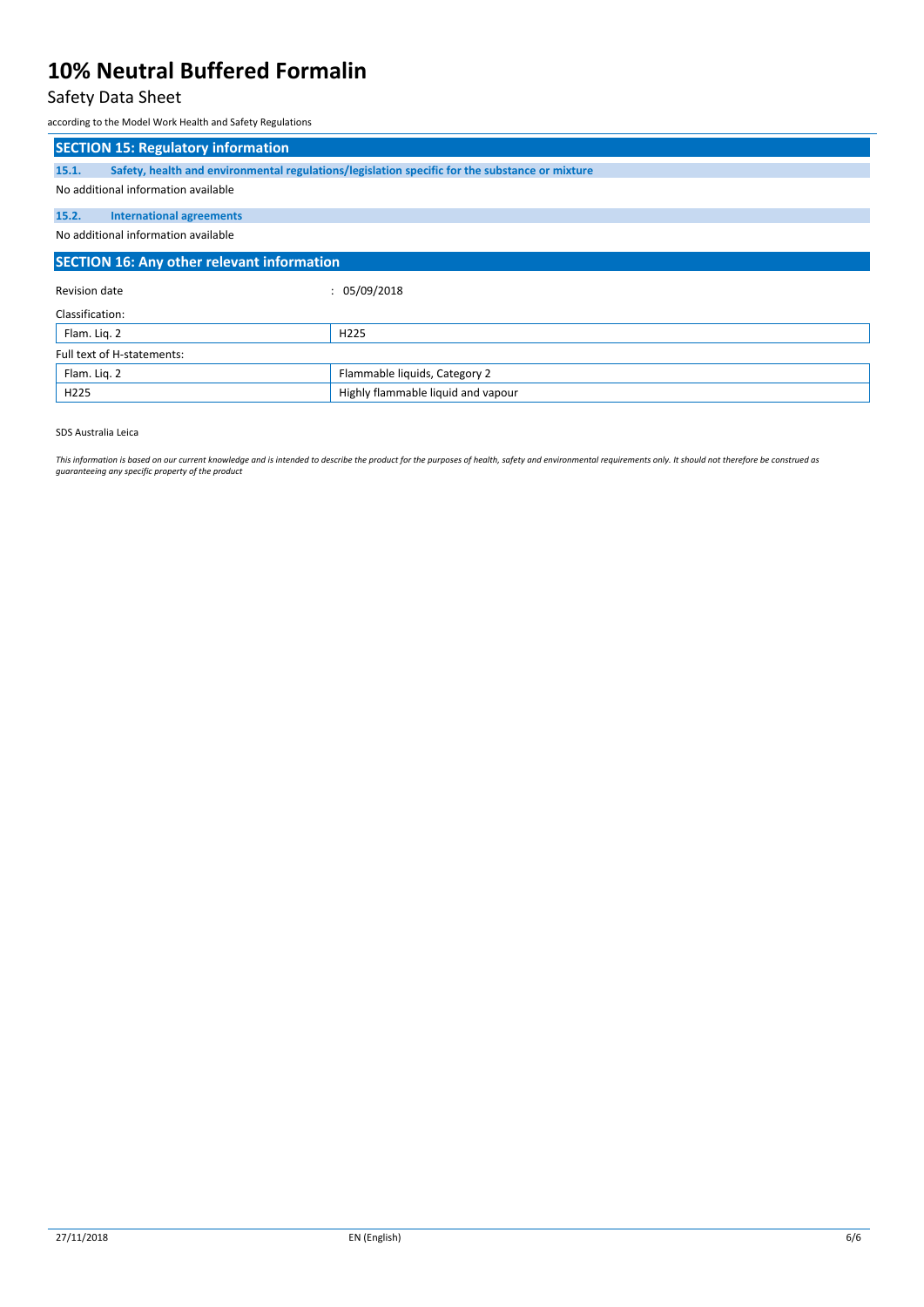## SECTION 15: Regulatory information

### 15.1. Safety, health and environmental regulations/legislation specific for the substance or mixture

No additional information available

### 15.2. International agreements

No additional information available

## SECTION 16: Any other relevant information

Revision date : 05/09/2018

Classification:

| | |
|---|---|
| Flam. Liq. 2 | H225 |

Full text of H-statements:

| | |
|---|---|
| Flam. Liq. 2 | Flammable liquids, Category 2 |
| H225 | Highly flammable liquid and vapour |

SDS Australia Leica

*This information is based on our current knowledge and is intended to describe the product for the purposes of health, safety and environmental requirements only. It should not therefore be construed as guaranteeing any specific property of the product*